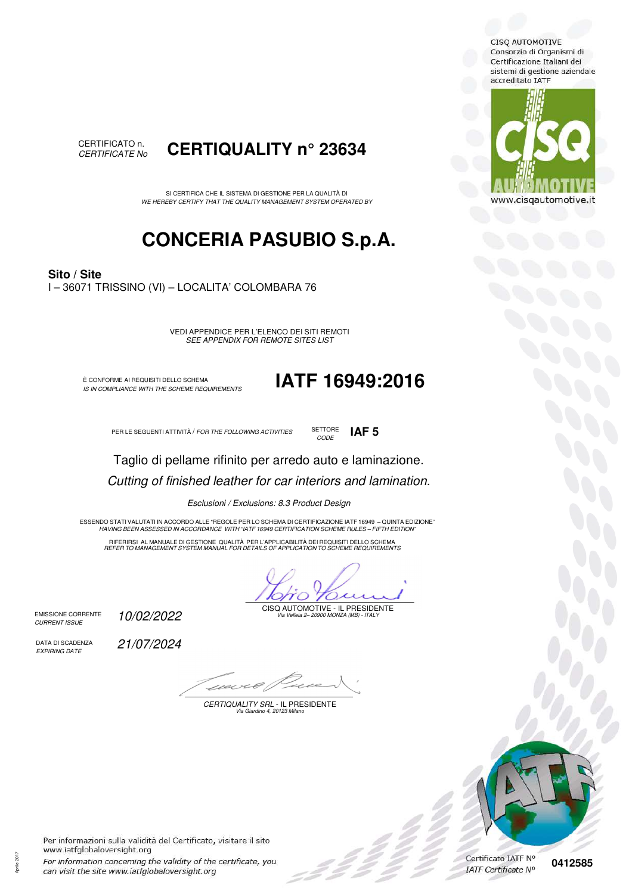CISQ AUTOMOTIVE
Consorzio di Organismi di Certificazione Italiani dei sistemi di gestione aziendale accreditato IATF

www.cisqautomotive.it

CERTIFICATO n.
*CERTIFICATE No*

# CERTIQUALITY n° 23634

SI CERTIFICA CHE IL SISTEMA DI GESTIONE PER LA QUALITÀ DI
*WE HEREBY CERTIFY THAT THE QUALITY MANAGEMENT SYSTEM OPERATED BY*

# CONCERIA PASUBIO S.p.A.

**Sito / Site**
I – 36071 TRISSINO (VI) – LOCALITA' COLOMBARA 76

VEDI APPENDICE PER L'ELENCO DEI SITI REMOTI
*SEE APPENDIX FOR REMOTE SITES LIST*

È CONFORME AI REQUISITI DELLO SCHEMA
*IS IN COMPLIANCE WITH THE SCHEME REQUIREMENTS*

# IATF 16949:2016

PER LE SEGUENTI ATTIVITÀ / *FOR THE FOLLOWING ACTIVITIES*

SETTORE
*CODE*
**IAF 5**

Taglio di pellame rifinito per arredo auto e laminazione.

*Cutting of finished leather for car interiors and lamination.*

*Esclusioni / Exclusions: 8.3 Product Design*

ESSENDO STATI VALUTATI IN ACCORDO ALLE "REGOLE PER LO SCHEMA DI CERTIFICAZIONE IATF 16949 – QUINTA EDIZIONE"
*HAVING BEEN ASSESSED IN ACCORDANCE WITH "IATF 16949 CERTIFICATION SCHEME RULES – FIFTH EDITION"*

RIFERIRSI AL MANUALE DI GESTIONE QUALITÀ PER L'APPLICABILITÀ DEI REQUISITI DELLO SCHEMA
*REFER TO MANAGEMENT SYSTEM MANUAL FOR DETAILS OF APPLICATION TO SCHEME REQUIREMENTS*

EMISSIONE CORRENTE
*CURRENT ISSUE*
*10/02/2022*

DATA DI SCADENZA
*EXPIRING DATE*
*21/07/2024*

CISQ AUTOMOTIVE - IL PRESIDENTE
*Via Velleia 2– 20900 MONZA (MB) - ITALY*

*CERTIQUALITY SRL* - IL PRESIDENTE
*Via Giardino 4, 20123 Milano*

Per informazioni sulla validità del Certificato, visitare il sito www.iatfglobaloversight.org
*For information concerning the validity of the certificate, you can visit the site www.iatfglobaloversight.org*

Certificato IATF N°
*IATF Certificate N°*
**0412585**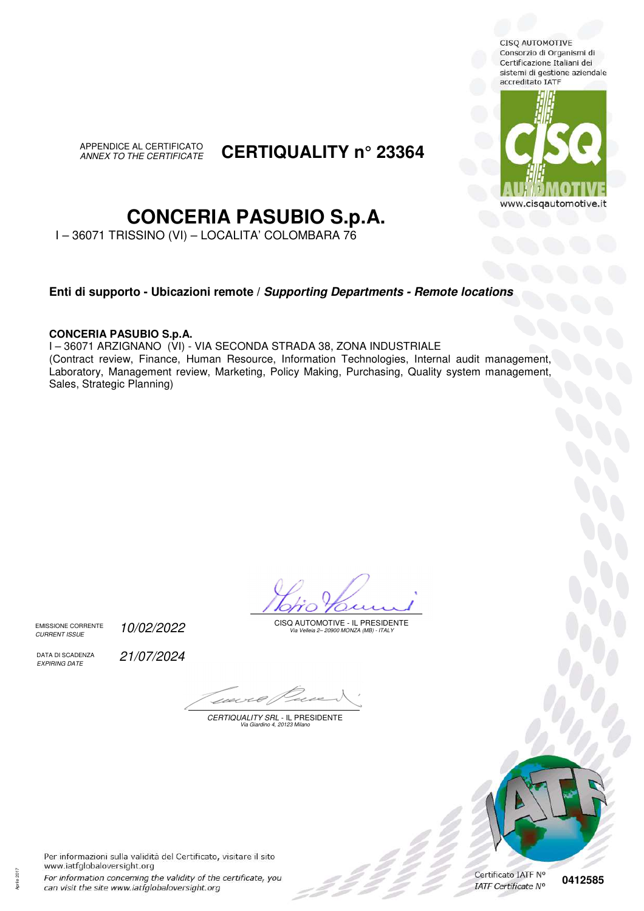CISQ AUTOMOTIVE
Consorzio di Organismi di Certificazione Italiani dei sistemi di gestione aziendale accreditato IATF

www.cisqautomotive.it

APPENDICE AL CERTIFICATO
*ANNEX TO THE CERTIFICATE*

## CERTIQUALITY n° 23364

# CONCERIA PASUBIO S.p.A.

I – 36071 TRISSINO (VI) – LOCALITA' COLOMBARA 76

**Enti di supporto - Ubicazioni remote / *Supporting Departments - Remote locations***

**CONCERIA PASUBIO S.p.A.**
I – 36071 ARZIGNANO (VI) - VIA SECONDA STRADA 38, ZONA INDUSTRIALE
(Contract review, Finance, Human Resource, Information Technologies, Internal audit management, Laboratory, Management review, Marketing, Policy Making, Purchasing, Quality system management, Sales, Strategic Planning)

EMISSIONE CORRENTE
*CURRENT ISSUE* *10/02/2022*

DATA DI SCADENZA
*EXPIRING DATE* *21/07/2024*

CISQ AUTOMOTIVE - IL PRESIDENTE
*Via Velleia 2– 20900 MONZA (MB) - ITALY*

*CERTIQUALITY SRL* - IL PRESIDENTE
*Via Giardino 4, 20123 Milano*

Per informazioni sulla validità del Certificato, visitare il sito www.iatfglobaloversight.org
*For information concerning the validity of the certificate, you can visit the site www.iatfglobaloversight.org*

Certificato IATF N°
*IATF Certificate N°* **0412585**